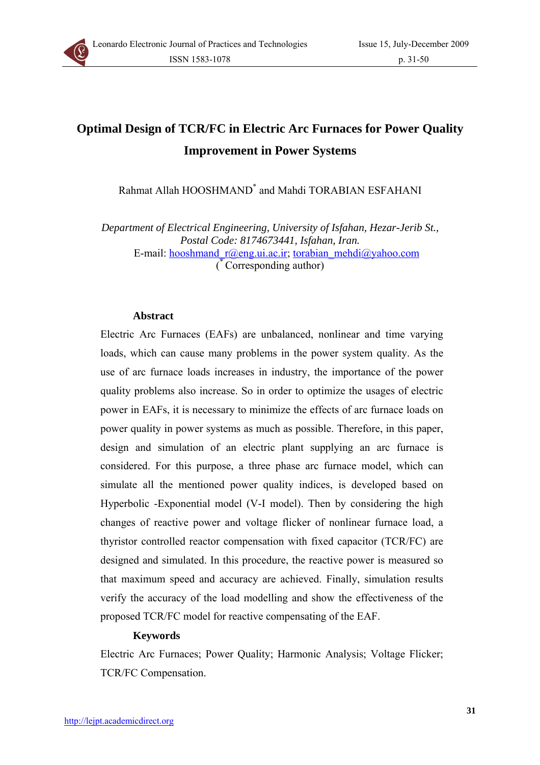# Optimal Design of TCR/FC in Electric Arc Furnaces for Power Quality Improvement in Power Systems

Rahmat Allah HOOSHMAND[*] and Mahdi TORABIAN ESFAHANI

*Department of Electrical Engineering, University of Isfahan, Hezar-Jerib St., Postal Code: 8174673441, Isfahan, Iran.*
E-mail: hooshmand_r@eng.ui.ac.ir; torabian_mehdi@yahoo.com
([*] Corresponding author)

## Abstract

Electric Arc Furnaces (EAFs) are unbalanced, nonlinear and time varying loads, which can cause many problems in the power system quality. As the use of arc furnace loads increases in industry, the importance of the power quality problems also increase. So in order to optimize the usages of electric power in EAFs, it is necessary to minimize the effects of arc furnace loads on power quality in power systems as much as possible. Therefore, in this paper, design and simulation of an electric plant supplying an arc furnace is considered. For this purpose, a three phase arc furnace model, which can simulate all the mentioned power quality indices, is developed based on Hyperbolic -Exponential model (V-I model). Then by considering the high changes of reactive power and voltage flicker of nonlinear furnace load, a thyristor controlled reactor compensation with fixed capacitor (TCR/FC) are designed and simulated. In this procedure, the reactive power is measured so that maximum speed and accuracy are achieved. Finally, simulation results verify the accuracy of the load modelling and show the effectiveness of the proposed TCR/FC model for reactive compensating of the EAF.

## Keywords

Electric Arc Furnaces; Power Quality; Harmonic Analysis; Voltage Flicker; TCR/FC Compensation.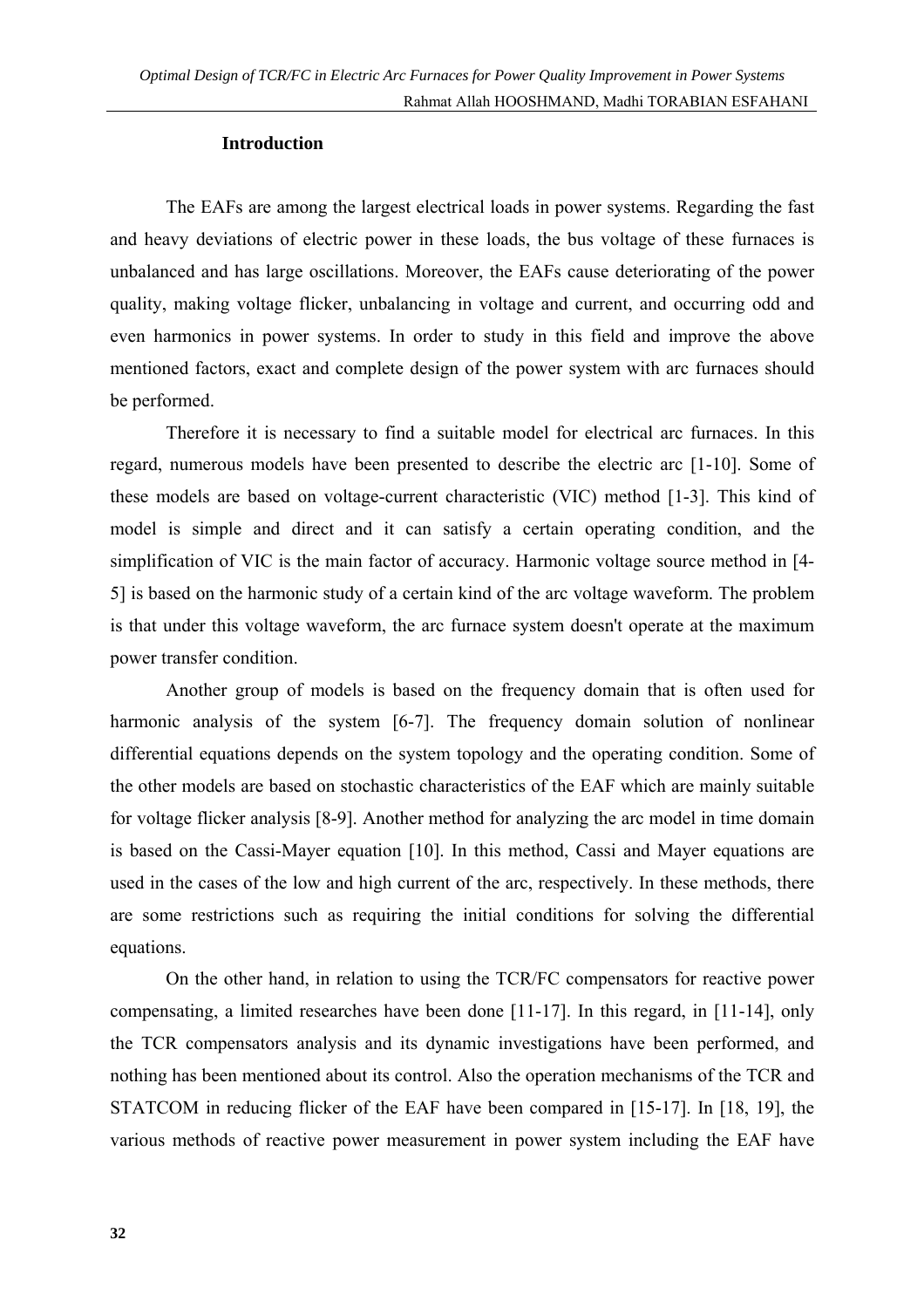### Introduction

The EAFs are among the largest electrical loads in power systems. Regarding the fast and heavy deviations of electric power in these loads, the bus voltage of these furnaces is unbalanced and has large oscillations. Moreover, the EAFs cause deteriorating of the power quality, making voltage flicker, unbalancing in voltage and current, and occurring odd and even harmonics in power systems. In order to study in this field and improve the above mentioned factors, exact and complete design of the power system with arc furnaces should be performed.

Therefore it is necessary to find a suitable model for electrical arc furnaces. In this regard, numerous models have been presented to describe the electric arc [1-10]. Some of these models are based on voltage-current characteristic (VIC) method [1-3]. This kind of model is simple and direct and it can satisfy a certain operating condition, and the simplification of VIC is the main factor of accuracy. Harmonic voltage source method in [4-5] is based on the harmonic study of a certain kind of the arc voltage waveform. The problem is that under this voltage waveform, the arc furnace system doesn't operate at the maximum power transfer condition.

Another group of models is based on the frequency domain that is often used for harmonic analysis of the system [6-7]. The frequency domain solution of nonlinear differential equations depends on the system topology and the operating condition. Some of the other models are based on stochastic characteristics of the EAF which are mainly suitable for voltage flicker analysis [8-9]. Another method for analyzing the arc model in time domain is based on the Cassi-Mayer equation [10]. In this method, Cassi and Mayer equations are used in the cases of the low and high current of the arc, respectively. In these methods, there are some restrictions such as requiring the initial conditions for solving the differential equations.

On the other hand, in relation to using the TCR/FC compensators for reactive power compensating, a limited researches have been done [11-17]. In this regard, in [11-14], only the TCR compensators analysis and its dynamic investigations have been performed, and nothing has been mentioned about its control. Also the operation mechanisms of the TCR and STATCOM in reducing flicker of the EAF have been compared in [15-17]. In [18, 19], the various methods of reactive power measurement in power system including the EAF have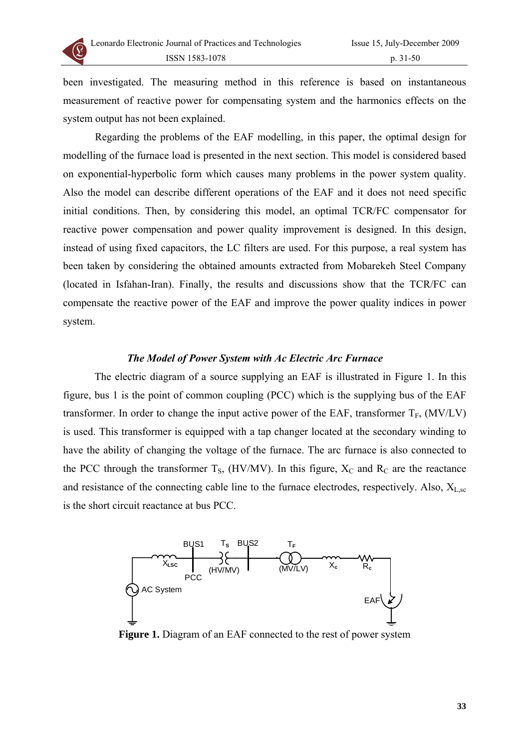been investigated. The measuring method in this reference is based on instantaneous measurement of reactive power for compensating system and the harmonics effects on the system output has not been explained.

Regarding the problems of the EAF modelling, in this paper, the optimal design for modelling of the furnace load is presented in the next section. This model is considered based on exponential-hyperbolic form which causes many problems in the power system quality. Also the model can describe different operations of the EAF and it does not need specific initial conditions. Then, by considering this model, an optimal TCR/FC compensator for reactive power compensation and power quality improvement is designed. In this design, instead of using fixed capacitors, the LC filters are used. For this purpose, a real system has been taken by considering the obtained amounts extracted from Mobarekeh Steel Company (located in Isfahan-Iran). Finally, the results and discussions show that the TCR/FC can compensate the reactive power of the EAF and improve the power quality indices in power system.

## *The Model of Power System with Ac Electric Arc Furnace*

The electric diagram of a source supplying an EAF is illustrated in Figure 1. In this figure, bus 1 is the point of common coupling (PCC) which is the supplying bus of the EAF transformer. In order to change the input active power of the EAF, transformer $T_F$, (MV/LV) is used. This transformer is equipped with a tap changer located at the secondary winding to have the ability of changing the voltage of the furnace. The arc furnace is also connected to the PCC through the transformer $T_S$, (HV/MV). In this figure, $X_C$ and $R_C$ are the reactance and resistance of the connecting cable line to the furnace electrodes, respectively. Also, $X_{L,sc}$ is the short circuit reactance at bus PCC.

**Figure 1.** Diagram of an EAF connected to the rest of power system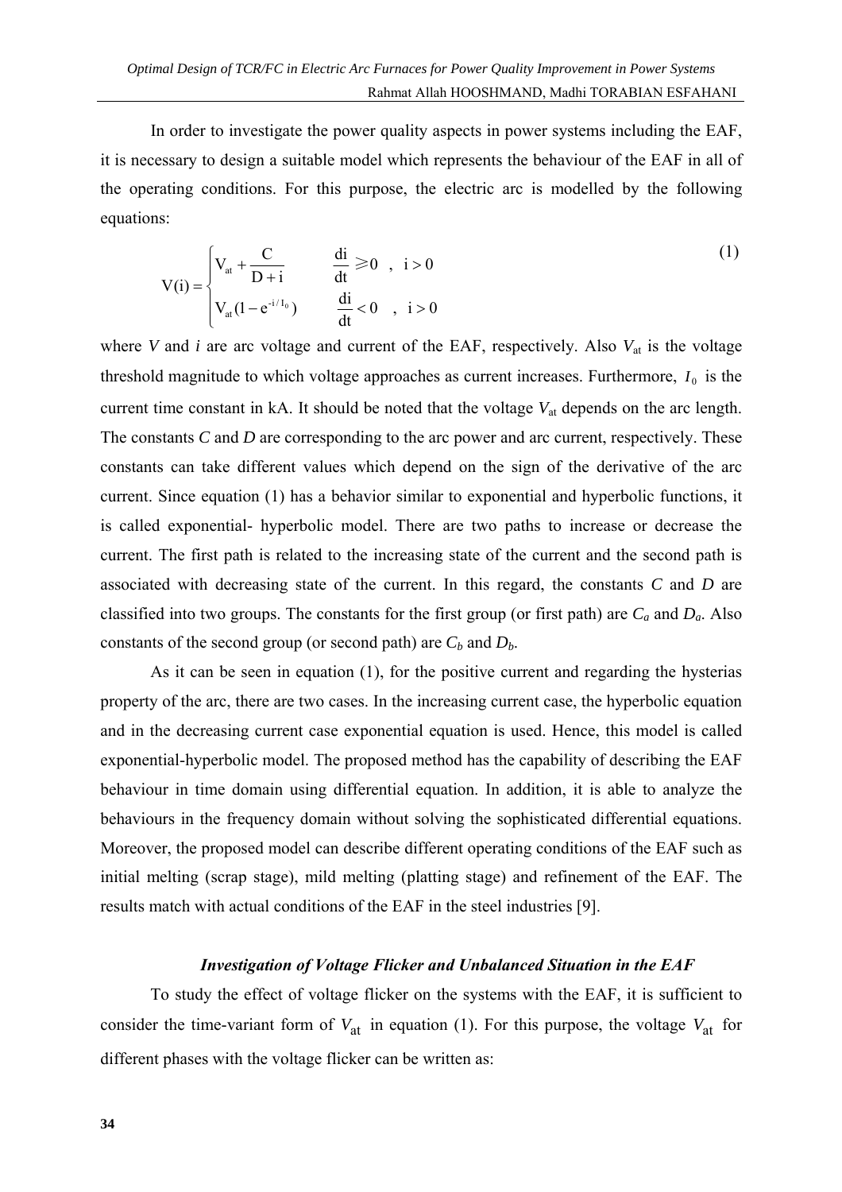In order to investigate the power quality aspects in power systems including the EAF, it is necessary to design a suitable model which represents the behaviour of the EAF in all of the operating conditions. For this purpose, the electric arc is modelled by the following equations:

$$V(i) = \begin{cases} V_{at} + \dfrac{C}{D + i} & \dfrac{di}{dt} \geqslant 0 \ , \ i > 0 \\ V_{at}(1 - e^{-i/I_0}) & \dfrac{di}{dt} < 0 \ , \ i > 0 \end{cases} \tag{1}$$

where *V* and *i* are arc voltage and current of the EAF, respectively. Also $V_{at}$ is the voltage threshold magnitude to which voltage approaches as current increases. Furthermore, $I_0$ is the current time constant in kA. It should be noted that the voltage $V_{at}$ depends on the arc length. The constants *C* and *D* are corresponding to the arc power and arc current, respectively. These constants can take different values which depend on the sign of the derivative of the arc current. Since equation (1) has a behavior similar to exponential and hyperbolic functions, it is called exponential- hyperbolic model. There are two paths to increase or decrease the current. The first path is related to the increasing state of the current and the second path is associated with decreasing state of the current. In this regard, the constants *C* and *D* are classified into two groups. The constants for the first group (or first path) are $C_a$ and $D_a$. Also constants of the second group (or second path) are $C_b$ and $D_b$.

As it can be seen in equation (1), for the positive current and regarding the hysterias property of the arc, there are two cases. In the increasing current case, the hyperbolic equation and in the decreasing current case exponential equation is used. Hence, this model is called exponential-hyperbolic model. The proposed method has the capability of describing the EAF behaviour in time domain using differential equation. In addition, it is able to analyze the behaviours in the frequency domain without solving the sophisticated differential equations. Moreover, the proposed model can describe different operating conditions of the EAF such as initial melting (scrap stage), mild melting (platting stage) and refinement of the EAF. The results match with actual conditions of the EAF in the steel industries [9].

### *Investigation of Voltage Flicker and Unbalanced Situation in the EAF*

To study the effect of voltage flicker on the systems with the EAF, it is sufficient to consider the time-variant form of $V_{at}$ in equation (1). For this purpose, the voltage $V_{at}$ for different phases with the voltage flicker can be written as: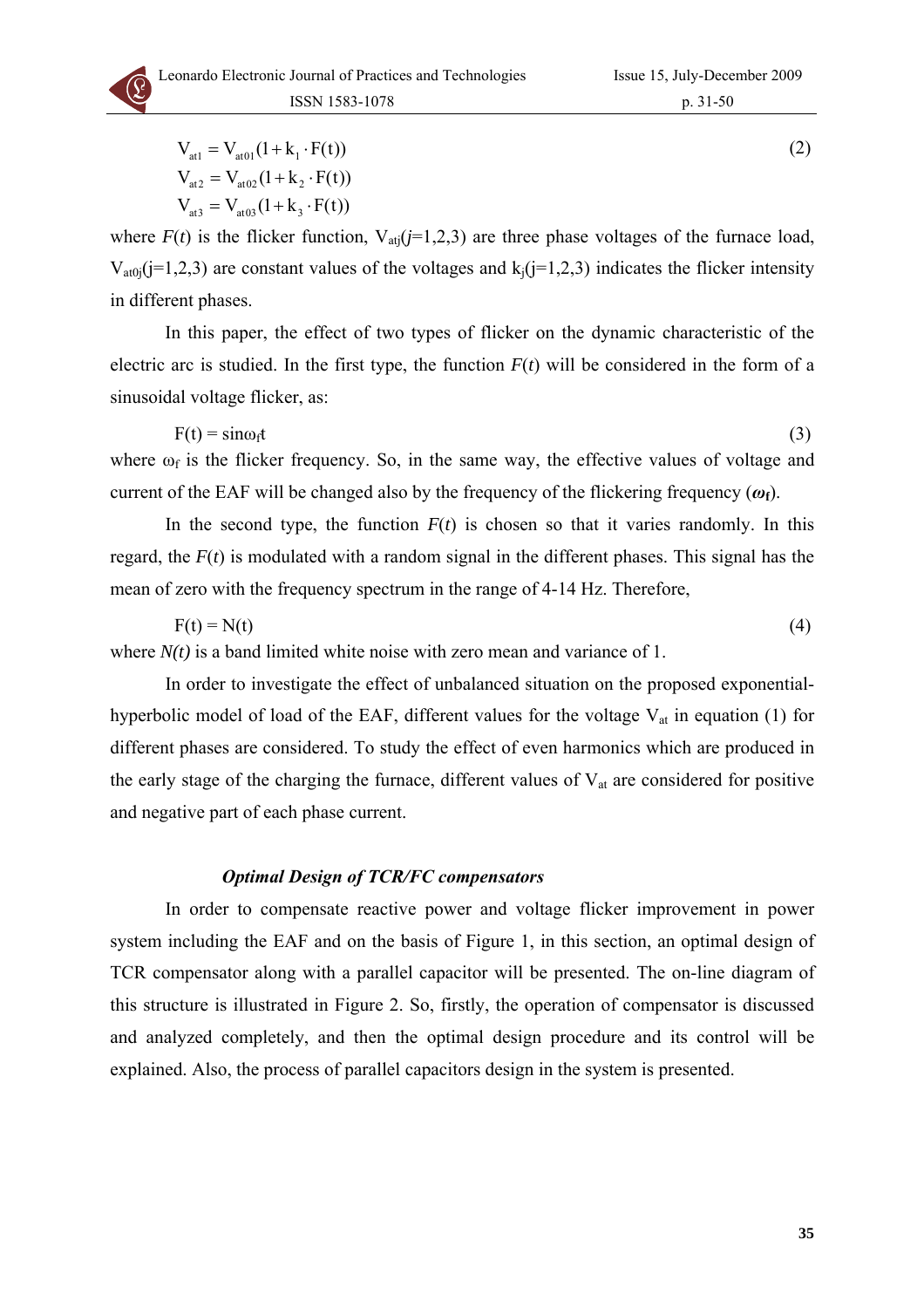$$
\begin{aligned}
V_{at1} &= V_{at01}(1 + k_1 \cdot F(t)) \\
V_{at2} &= V_{at02}(1 + k_2 \cdot F(t)) \\
V_{at3} &= V_{at03}(1 + k_3 \cdot F(t))
\end{aligned}
\tag{2}
$$

where $F(t)$ is the flicker function, $V_{atj}$($j$=1,2,3) are three phase voltages of the furnace load, $V_{at0j}$(j=1,2,3) are constant values of the voltages and $k_j$(j=1,2,3) indicates the flicker intensity in different phases.

In this paper, the effect of two types of flicker on the dynamic characteristic of the electric arc is studied. In the first type, the function $F(t)$ will be considered in the form of a sinusoidal voltage flicker, as:

$$
F(t) = \sin\omega_f t \tag{3}
$$

where $\omega_f$ is the flicker frequency. So, in the same way, the effective values of voltage and current of the EAF will be changed also by the frequency of the flickering frequency ($\boldsymbol{\omega_f}$).

In the second type, the function $F(t)$ is chosen so that it varies randomly. In this regard, the $F(t)$ is modulated with a random signal in the different phases. This signal has the mean of zero with the frequency spectrum in the range of 4-14 Hz. Therefore,

$$
F(t) = N(t) \tag{4}
$$

where $N(t)$ is a band limited white noise with zero mean and variance of 1.

In order to investigate the effect of unbalanced situation on the proposed exponential-hyperbolic model of load of the EAF, different values for the voltage $V_{at}$ in equation (1) for different phases are considered. To study the effect of even harmonics which are produced in the early stage of the charging the furnace, different values of $V_{at}$ are considered for positive and negative part of each phase current.

### *Optimal Design of TCR/FC compensators*

In order to compensate reactive power and voltage flicker improvement in power system including the EAF and on the basis of Figure 1, in this section, an optimal design of TCR compensator along with a parallel capacitor will be presented. The on-line diagram of this structure is illustrated in Figure 2. So, firstly, the operation of compensator is discussed and analyzed completely, and then the optimal design procedure and its control will be explained. Also, the process of parallel capacitors design in the system is presented.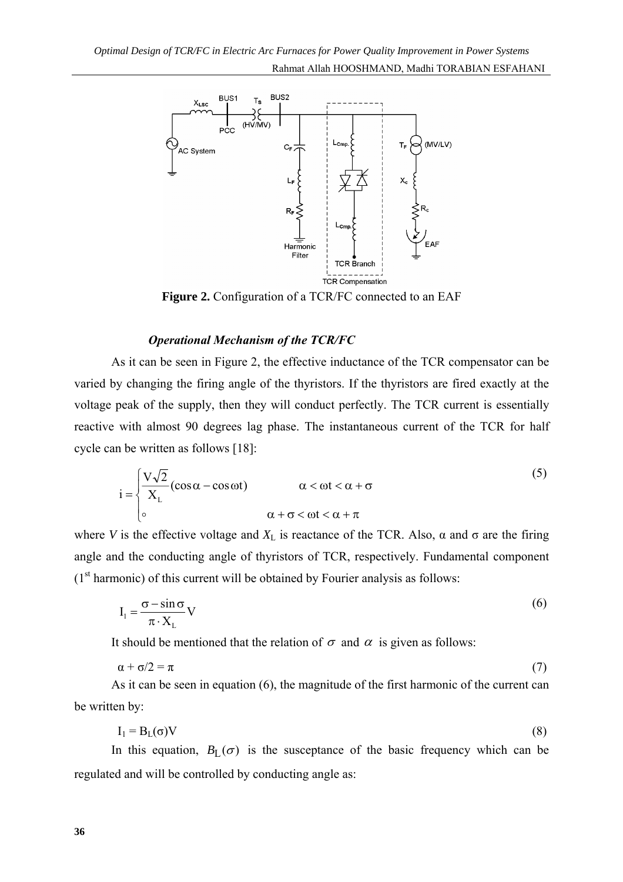**Figure 2.** Configuration of a TCR/FC connected to an EAF

### *Operational Mechanism of the TCR/FC*

As it can be seen in Figure 2, the effective inductance of the TCR compensator can be varied by changing the firing angle of the thyristors. If the thyristors are fired exactly at the voltage peak of the supply, then they will conduct perfectly. The TCR current is essentially reactive with almost 90 degrees lag phase. The instantaneous current of the TCR for half cycle can be written as follows [18]:

$$i = \begin{cases} \dfrac{V\sqrt{2}}{X_L}(\cos\alpha - \cos\omega t) & \alpha < \omega t < \alpha + \sigma \\ \circ & \alpha + \sigma < \omega t < \alpha + \pi \end{cases} \tag{5}$$

where $V$ is the effective voltage and $X_L$ is reactance of the TCR. Also, α and σ are the firing angle and the conducting angle of thyristors of TCR, respectively. Fundamental component (1st harmonic) of this current will be obtained by Fourier analysis as follows:

$$I_1 = \frac{\sigma - \sin\sigma}{\pi \cdot X_L} V \tag{6}$$

It should be mentioned that the relation of $\sigma$ and $\alpha$ is given as follows:

$$\alpha + \sigma/2 = \pi \tag{7}$$

As it can be seen in equation (6), the magnitude of the first harmonic of the current can be written by:

$$I_1 = B_L(\sigma)V \tag{8}$$

In this equation, $B_L(\sigma)$ is the susceptance of the basic frequency which can be regulated and will be controlled by conducting angle as: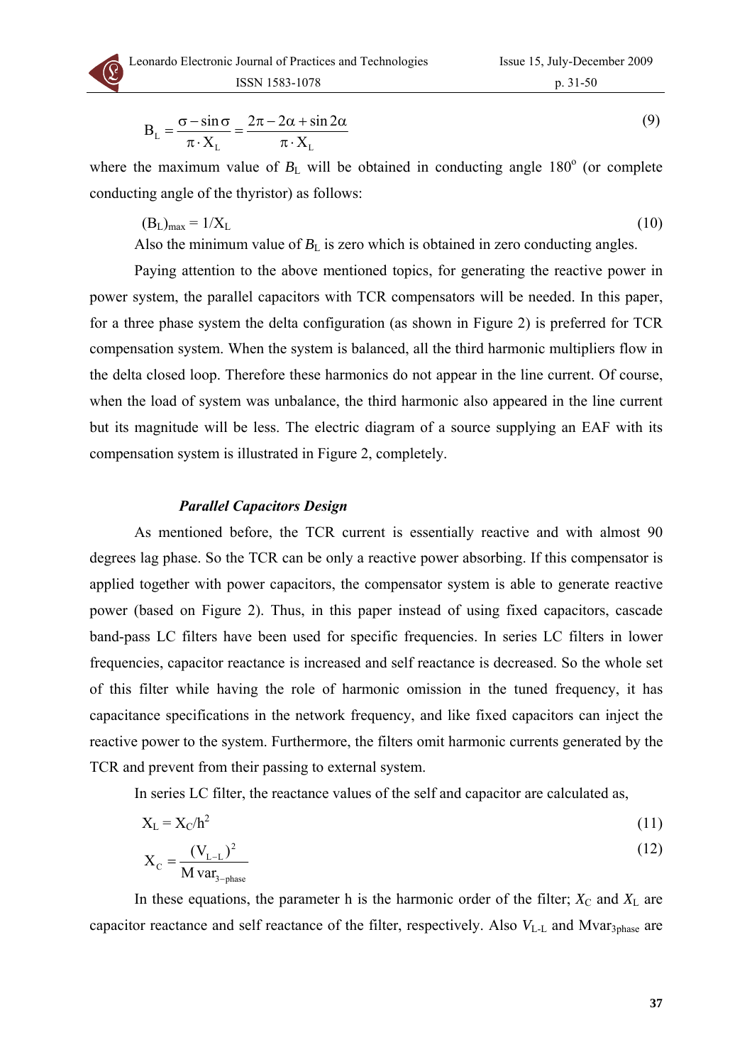$$B_L = \frac{\sigma - \sin\sigma}{\pi \cdot X_L} = \frac{2\pi - 2\alpha + \sin 2\alpha}{\pi \cdot X_L} \tag{9}$$

where the maximum value of $B_L$ will be obtained in conducting angle 180$^o$ (or complete conducting angle of the thyristor) as follows:

$$(B_L)_{max} = 1/X_L \tag{10}$$

Also the minimum value of $B_L$ is zero which is obtained in zero conducting angles.

Paying attention to the above mentioned topics, for generating the reactive power in power system, the parallel capacitors with TCR compensators will be needed. In this paper, for a three phase system the delta configuration (as shown in Figure 2) is preferred for TCR compensation system. When the system is balanced, all the third harmonic multipliers flow in the delta closed loop. Therefore these harmonics do not appear in the line current. Of course, when the load of system was unbalance, the third harmonic also appeared in the line current but its magnitude will be less. The electric diagram of a source supplying an EAF with its compensation system is illustrated in Figure 2, completely.

### *Parallel Capacitors Design*

As mentioned before, the TCR current is essentially reactive and with almost 90 degrees lag phase. So the TCR can be only a reactive power absorbing. If this compensator is applied together with power capacitors, the compensator system is able to generate reactive power (based on Figure 2). Thus, in this paper instead of using fixed capacitors, cascade band-pass LC filters have been used for specific frequencies. In series LC filters in lower frequencies, capacitor reactance is increased and self reactance is decreased. So the whole set of this filter while having the role of harmonic omission in the tuned frequency, it has capacitance specifications in the network frequency, and like fixed capacitors can inject the reactive power to the system. Furthermore, the filters omit harmonic currents generated by the TCR and prevent from their passing to external system.

In series LC filter, the reactance values of the self and capacitor are calculated as,

$$X_L = X_C/h^2 \tag{11}$$

$$X_C = \frac{(V_{L-L})^2}{M\,var_{3-phase}} \tag{12}$$

In these equations, the parameter h is the harmonic order of the filter; $X_C$ and $X_L$ are capacitor reactance and self reactance of the filter, respectively. Also $V_{L\text{-}L}$ and $Mvar_{3phase}$ are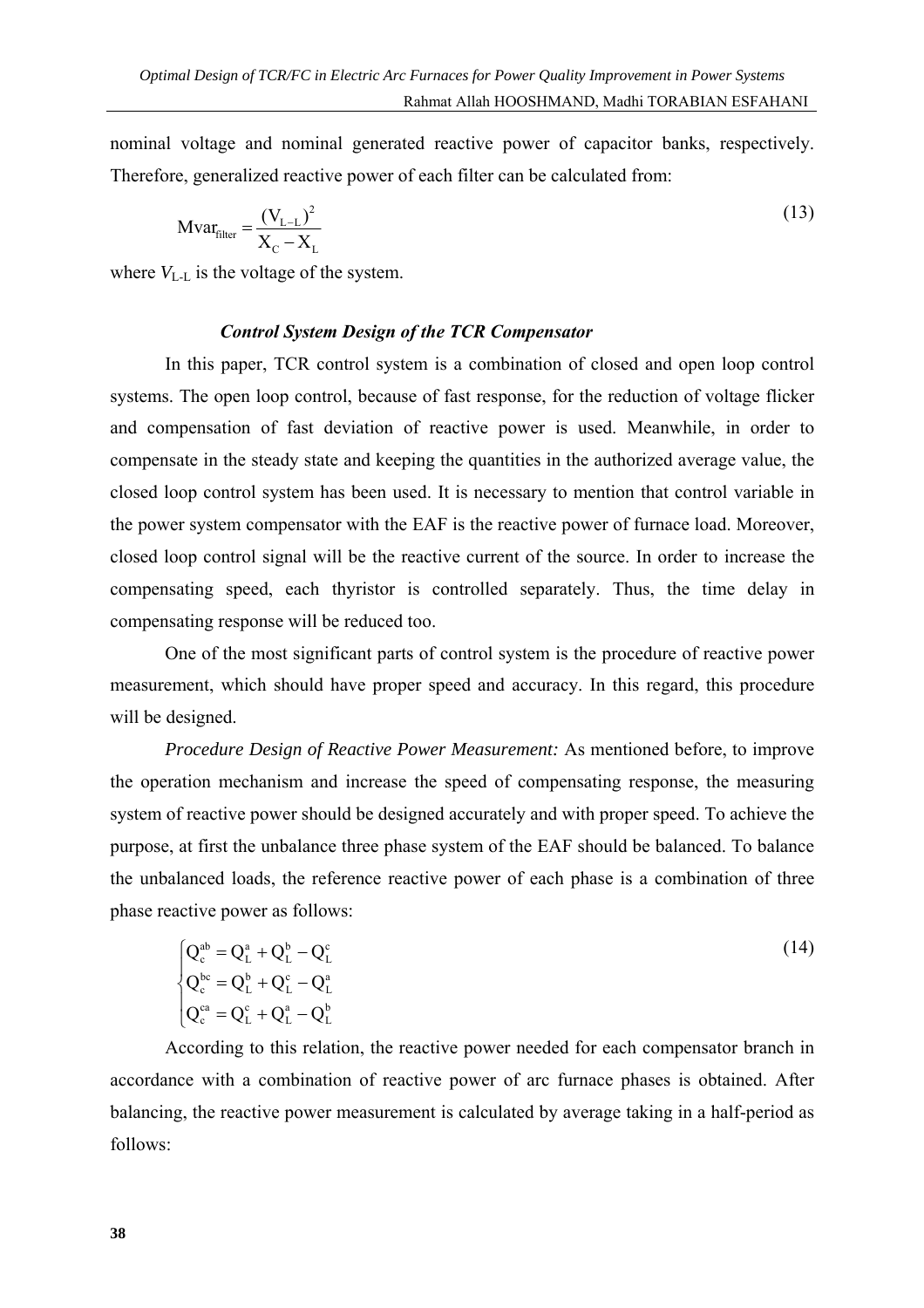nominal voltage and nominal generated reactive power of capacitor banks, respectively. Therefore, generalized reactive power of each filter can be calculated from:

$$\mathrm{Mvar}_{\mathrm{filter}} = \frac{(V_{L-L})^2}{X_C - X_L} \tag{13}$$

where $V_{L\text{-}L}$ is the voltage of the system.

### *Control System Design of the TCR Compensator*

In this paper, TCR control system is a combination of closed and open loop control systems. The open loop control, because of fast response, for the reduction of voltage flicker and compensation of fast deviation of reactive power is used. Meanwhile, in order to compensate in the steady state and keeping the quantities in the authorized average value, the closed loop control system has been used. It is necessary to mention that control variable in the power system compensator with the EAF is the reactive power of furnace load. Moreover, closed loop control signal will be the reactive current of the source. In order to increase the compensating speed, each thyristor is controlled separately. Thus, the time delay in compensating response will be reduced too.

One of the most significant parts of control system is the procedure of reactive power measurement, which should have proper speed and accuracy. In this regard, this procedure will be designed.

*Procedure Design of Reactive Power Measurement:* As mentioned before, to improve the operation mechanism and increase the speed of compensating response, the measuring system of reactive power should be designed accurately and with proper speed. To achieve the purpose, at first the unbalance three phase system of the EAF should be balanced. To balance the unbalanced loads, the reference reactive power of each phase is a combination of three phase reactive power as follows:

$$\begin{cases} Q_c^{ab} = Q_L^a + Q_L^b - Q_L^c \\ Q_c^{bc} = Q_L^b + Q_L^c - Q_L^a \\ Q_c^{ca} = Q_L^c + Q_L^a - Q_L^b \end{cases} \tag{14}$$

According to this relation, the reactive power needed for each compensator branch in accordance with a combination of reactive power of arc furnace phases is obtained. After balancing, the reactive power measurement is calculated by average taking in a half-period as follows: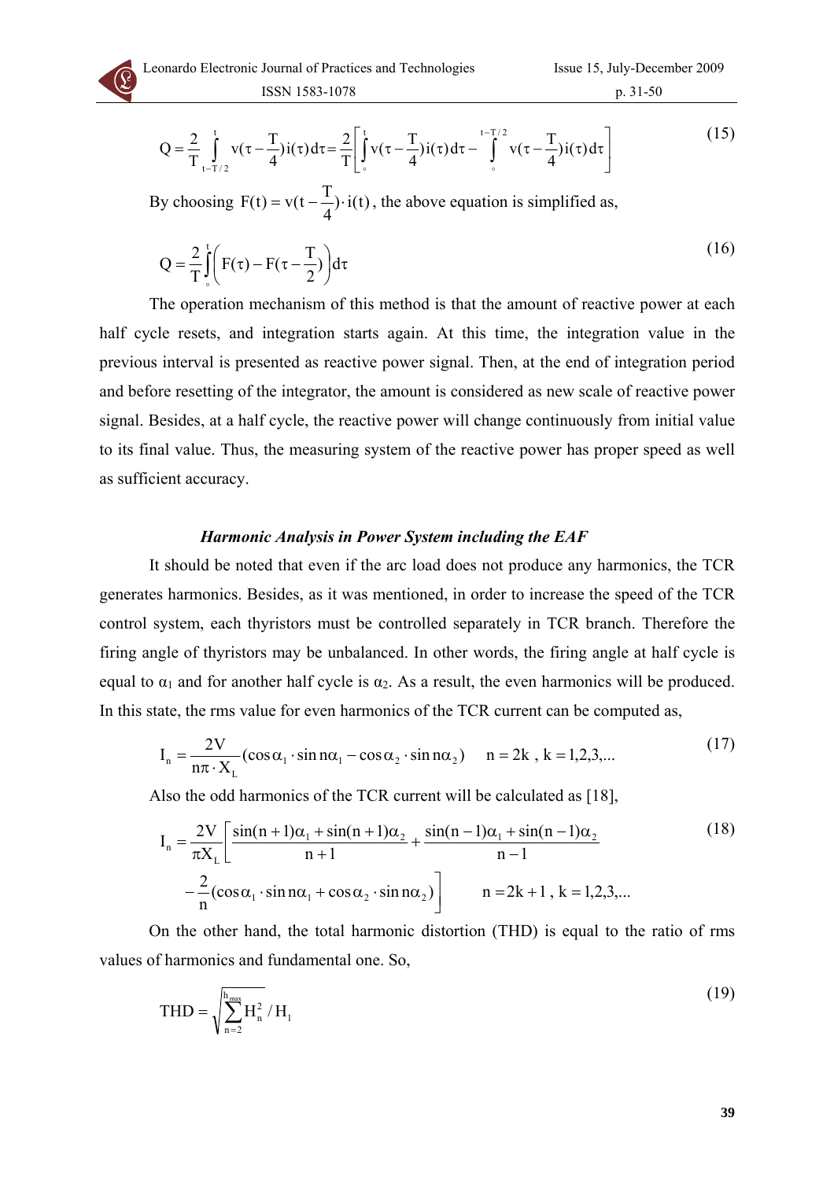$$Q = \frac{2}{T}\int_{t-T/2}^{t} v(\tau - \frac{T}{4})i(\tau)d\tau = \frac{2}{T}\left[\int_{0}^{t} v(\tau - \frac{T}{4})i(\tau)d\tau - \int_{0}^{t-T/2} v(\tau - \frac{T}{4})i(\tau)d\tau\right] \tag{15}$$

By choosing $F(t) = v(t - \frac{T}{4}) \cdot i(t)$, the above equation is simplified as,

$$Q = \frac{2}{T}\int_{0}^{t}\left(F(\tau) - F(\tau - \frac{T}{2})\right)d\tau \tag{16}$$

The operation mechanism of this method is that the amount of reactive power at each half cycle resets, and integration starts again. At this time, the integration value in the previous interval is presented as reactive power signal. Then, at the end of integration period and before resetting of the integrator, the amount is considered as new scale of reactive power signal. Besides, at a half cycle, the reactive power will change continuously from initial value to its final value. Thus, the measuring system of the reactive power has proper speed as well as sufficient accuracy.

### *Harmonic Analysis in Power System including the EAF*

It should be noted that even if the arc load does not produce any harmonics, the TCR generates harmonics. Besides, as it was mentioned, in order to increase the speed of the TCR control system, each thyristors must be controlled separately in TCR branch. Therefore the firing angle of thyristors may be unbalanced. In other words, the firing angle at half cycle is equal to $\alpha_1$ and for another half cycle is $\alpha_2$. As a result, the even harmonics will be produced. In this state, the rms value for even harmonics of the TCR current can be computed as,

$$I_n = \frac{2V}{n\pi \cdot X_L}(\cos\alpha_1 \cdot \sin n\alpha_1 - \cos\alpha_2 \cdot \sin n\alpha_2) \qquad n = 2k\ ,\ k = 1,2,3,... \tag{17}$$

Also the odd harmonics of the TCR current will be calculated as [18],

$$I_n = \frac{2V}{\pi X_L}\left[\frac{\sin(n+1)\alpha_1 + \sin(n+1)\alpha_2}{n+1} + \frac{\sin(n-1)\alpha_1 + \sin(n-1)\alpha_2}{n-1} - \frac{2}{n}(\cos\alpha_1 \cdot \sin n\alpha_1 + \cos\alpha_2 \cdot \sin n\alpha_2)\right] \qquad n = 2k+1\ ,\ k = 1,2,3,... \tag{18}$$

On the other hand, the total harmonic distortion (THD) is equal to the ratio of rms values of harmonics and fundamental one. So,

$$THD = \sqrt{\sum_{n=2}^{h_{max}} H_n^2} / H_1 \tag{19}$$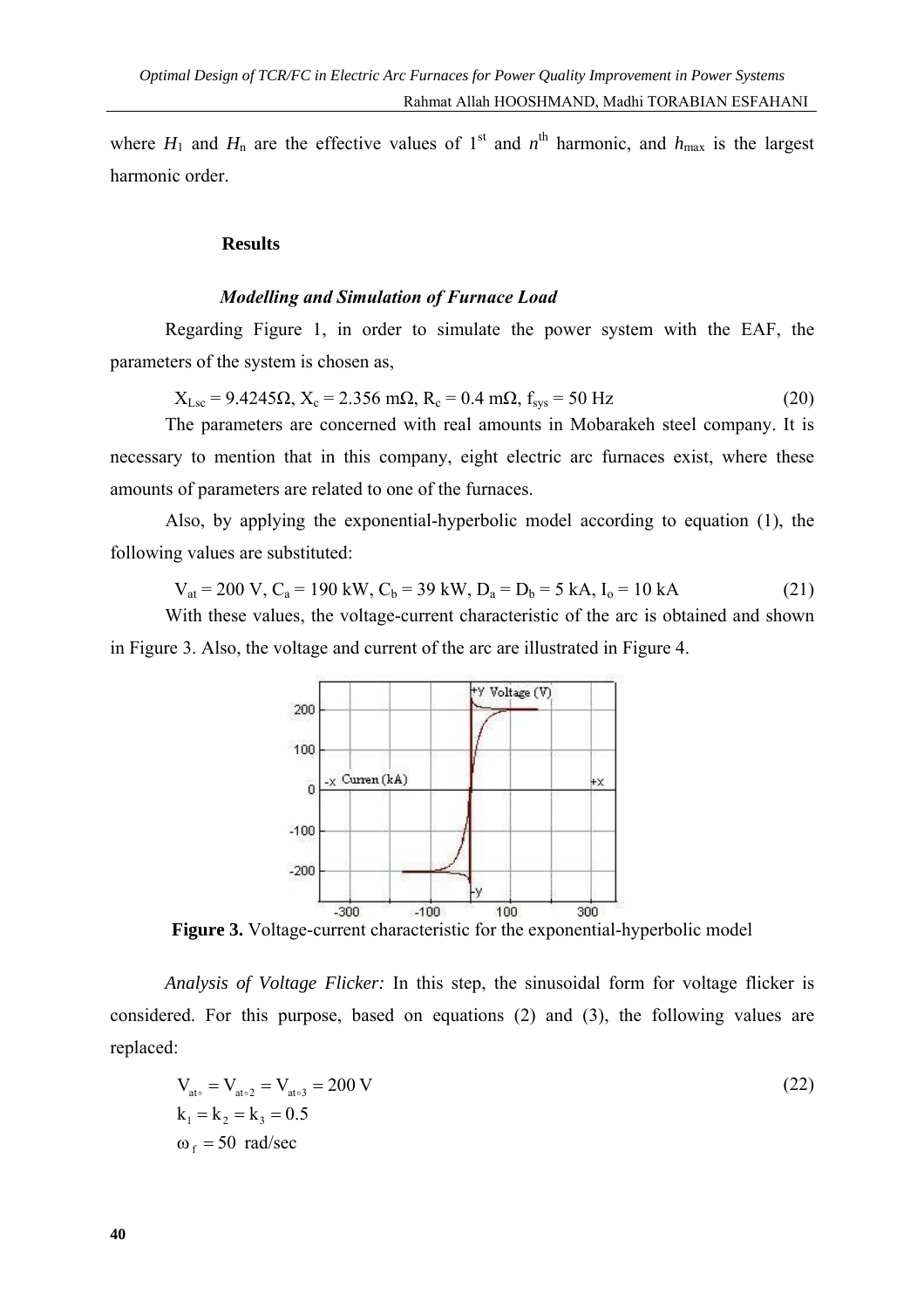where $H_1$ and $H_n$ are the effective values of 1[st] and $n^{th}$ harmonic, and $h_{max}$ is the largest harmonic order.

## Results

### *Modelling and Simulation of Furnace Load*

Regarding Figure 1, in order to simulate the power system with the EAF, the parameters of the system is chosen as,

$$X_{Lsc} = 9.4245\Omega,\ X_c = 2.356\ m\Omega,\ R_c = 0.4\ m\Omega,\ f_{sys} = 50\ Hz \tag{20}$$

The parameters are concerned with real amounts in Mobarakeh steel company. It is necessary to mention that in this company, eight electric arc furnaces exist, where these amounts of parameters are related to one of the furnaces.

Also, by applying the exponential-hyperbolic model according to equation (1), the following values are substituted:

$$V_{at} = 200\ V,\ C_a = 190\ kW,\ C_b = 39\ kW,\ D_a = D_b = 5\ kA,\ I_o = 10\ kA \tag{21}$$

With these values, the voltage-current characteristic of the arc is obtained and shown in Figure 3. Also, the voltage and current of the arc are illustrated in Figure 4.

**Figure 3.** Voltage-current characteristic for the exponential-hyperbolic model

*Analysis of Voltage Flicker:* In this step, the sinusoidal form for voltage flicker is considered. For this purpose, based on equations (2) and (3), the following values are replaced:

$$\begin{aligned} &V_{at\circ} = V_{at\circ 2} = V_{at\circ 3} = 200\ \text{V} \\ &k_1 = k_2 = k_3 = 0.5 \\ &\omega_f = 50\ \text{rad/sec} \end{aligned} \tag{22}$$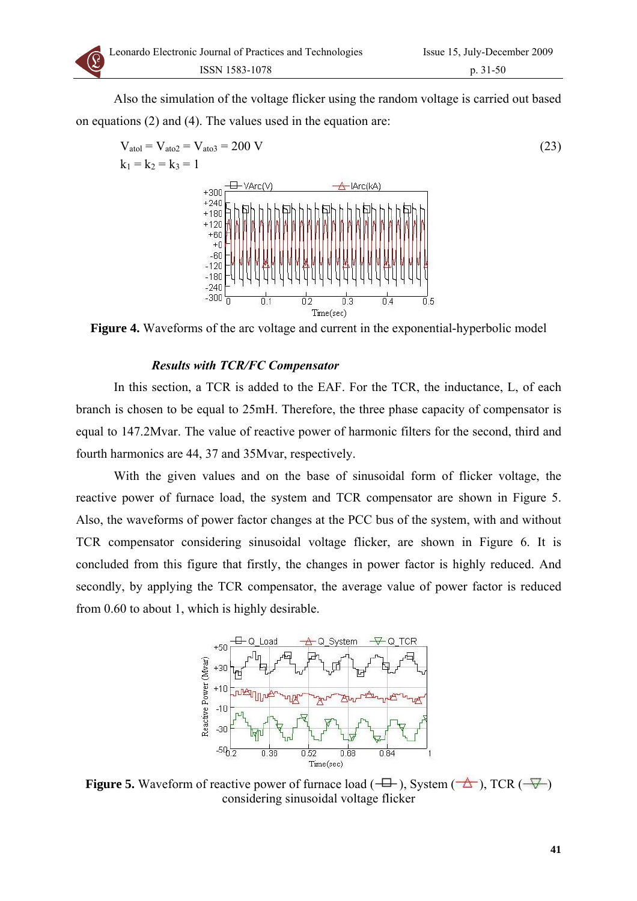Also the simulation of the voltage flicker using the random voltage is carried out based on equations (2) and (4). The values used in the equation are:

$$V_{ato1} = V_{ato2} = V_{ato3} = 200 \text{ V} \qquad (23)$$

$$k_1 = k_2 = k_3 = 1$$

**Figure 4.** Waveforms of the arc voltage and current in the exponential-hyperbolic model

### *Results with TCR/FC Compensator*

In this section, a TCR is added to the EAF. For the TCR, the inductance, L, of each branch is chosen to be equal to 25mH. Therefore, the three phase capacity of compensator is equal to 147.2Mvar. The value of reactive power of harmonic filters for the second, third and fourth harmonics are 44, 37 and 35Mvar, respectively.

With the given values and on the base of sinusoidal form of flicker voltage, the reactive power of furnace load, the system and TCR compensator are shown in Figure 5. Also, the waveforms of power factor changes at the PCC bus of the system, with and without TCR compensator considering sinusoidal voltage flicker, are shown in Figure 6. It is concluded from this figure that firstly, the changes in power factor is highly reduced. And secondly, by applying the TCR compensator, the average value of power factor is reduced from 0.60 to about 1, which is highly desirable.

**Figure 5.** Waveform of reactive power of furnace load (—□—), System (—△—), TCR (—▽—) considering sinusoidal voltage flicker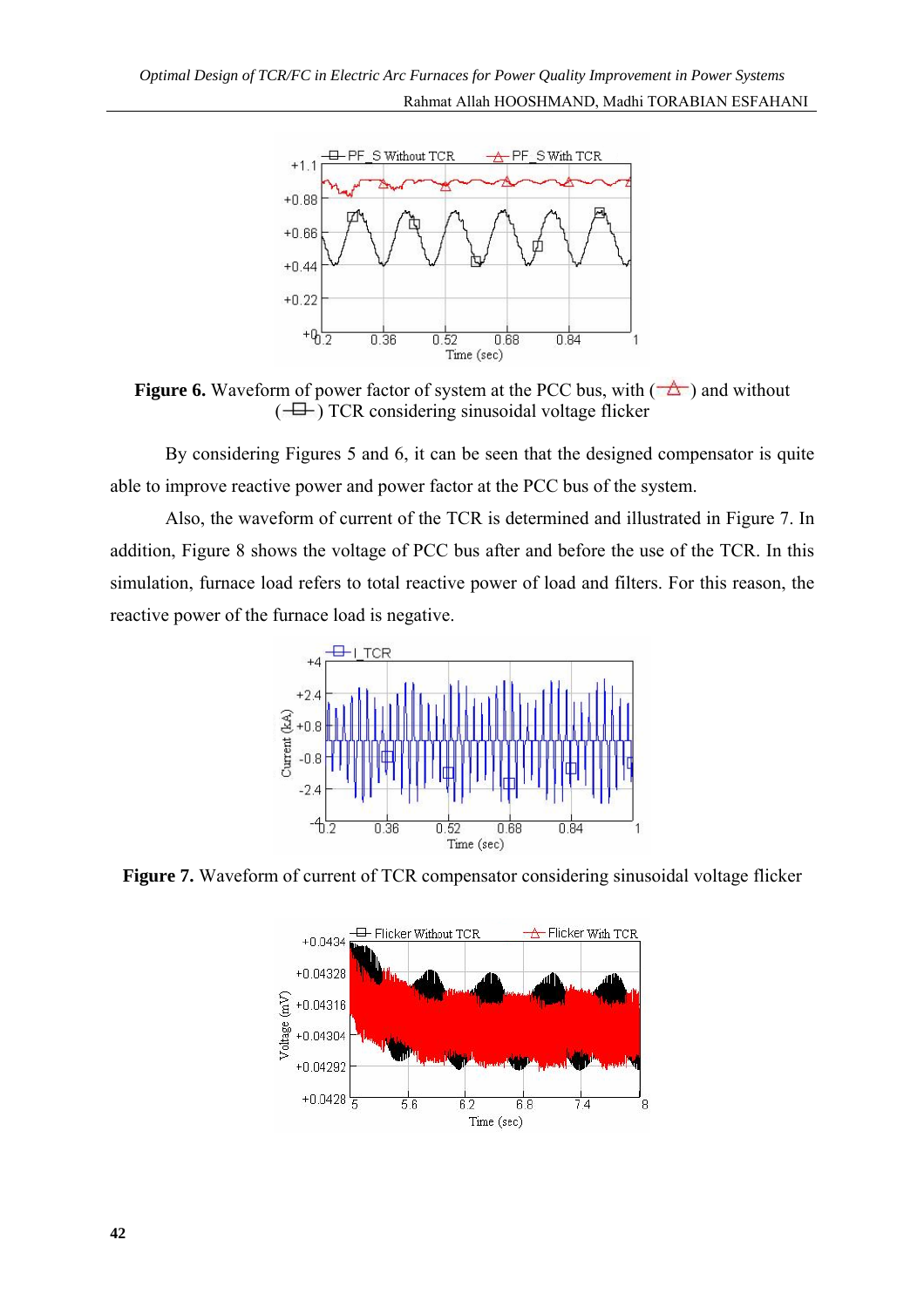**Figure 6.** Waveform of power factor of system at the PCC bus, with (—△—) and without (—□—) TCR considering sinusoidal voltage flicker

By considering Figures 5 and 6, it can be seen that the designed compensator is quite able to improve reactive power and power factor at the PCC bus of the system.

Also, the waveform of current of the TCR is determined and illustrated in Figure 7. In addition, Figure 8 shows the voltage of PCC bus after and before the use of the TCR. In this simulation, furnace load refers to total reactive power of load and filters. For this reason, the reactive power of the furnace load is negative.

**Figure 7.** Waveform of current of TCR compensator considering sinusoidal voltage flicker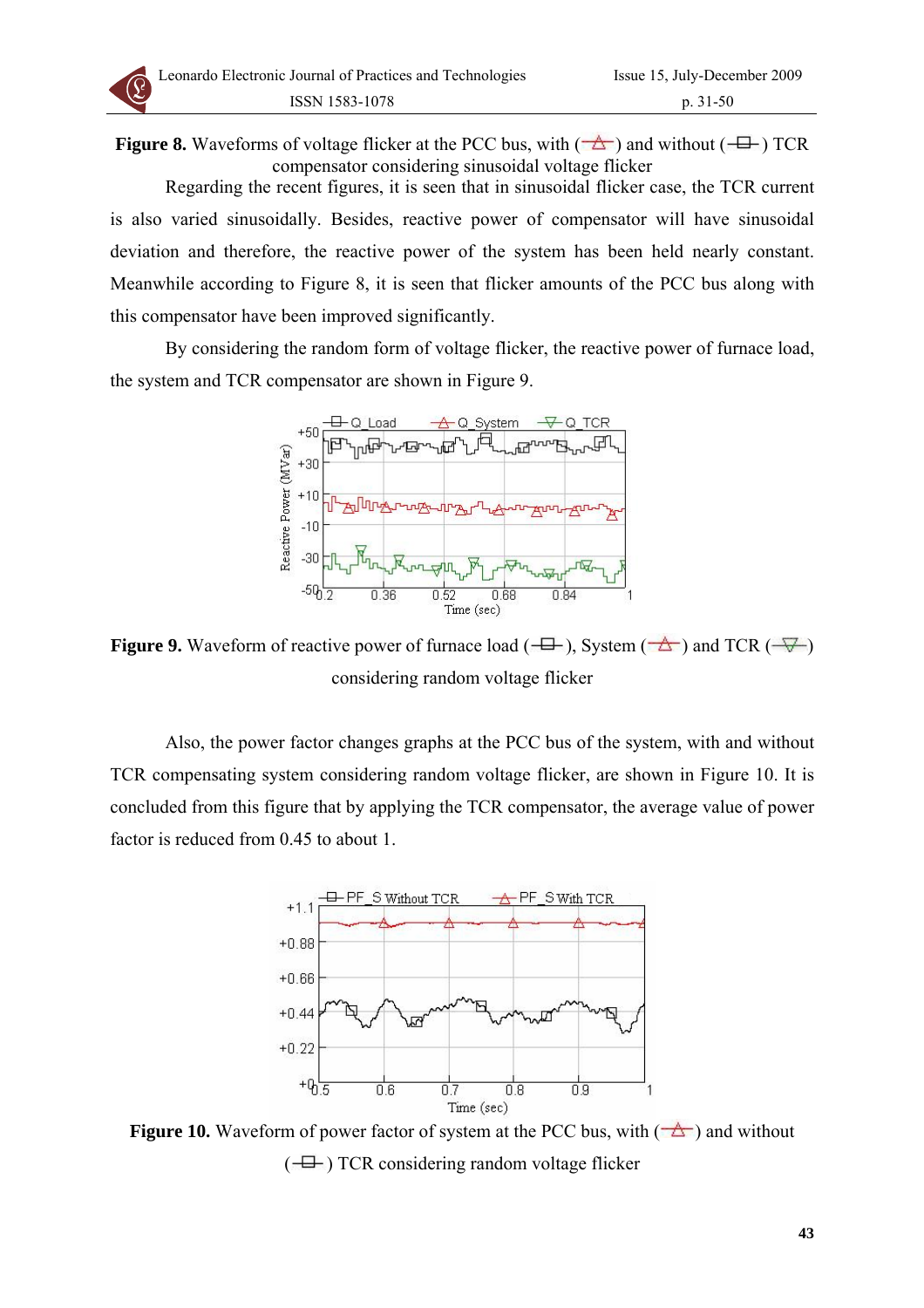**Figure 8.** Waveforms of voltage flicker at the PCC bus, with (—△—) and without (—□—) TCR compensator considering sinusoidal voltage flicker

Regarding the recent figures, it is seen that in sinusoidal flicker case, the TCR current is also varied sinusoidally. Besides, reactive power of compensator will have sinusoidal deviation and therefore, the reactive power of the system has been held nearly constant. Meanwhile according to Figure 8, it is seen that flicker amounts of the PCC bus along with this compensator have been improved significantly.

By considering the random form of voltage flicker, the reactive power of furnace load, the system and TCR compensator are shown in Figure 9.

**Figure 9.** Waveform of reactive power of furnace load (—□—), System (—△—) and TCR (—▽—) considering random voltage flicker

Also, the power factor changes graphs at the PCC bus of the system, with and without TCR compensating system considering random voltage flicker, are shown in Figure 10. It is concluded from this figure that by applying the TCR compensator, the average value of power factor is reduced from 0.45 to about 1.

**Figure 10.** Waveform of power factor of system at the PCC bus, with (—△—) and without (—□—) TCR considering random voltage flicker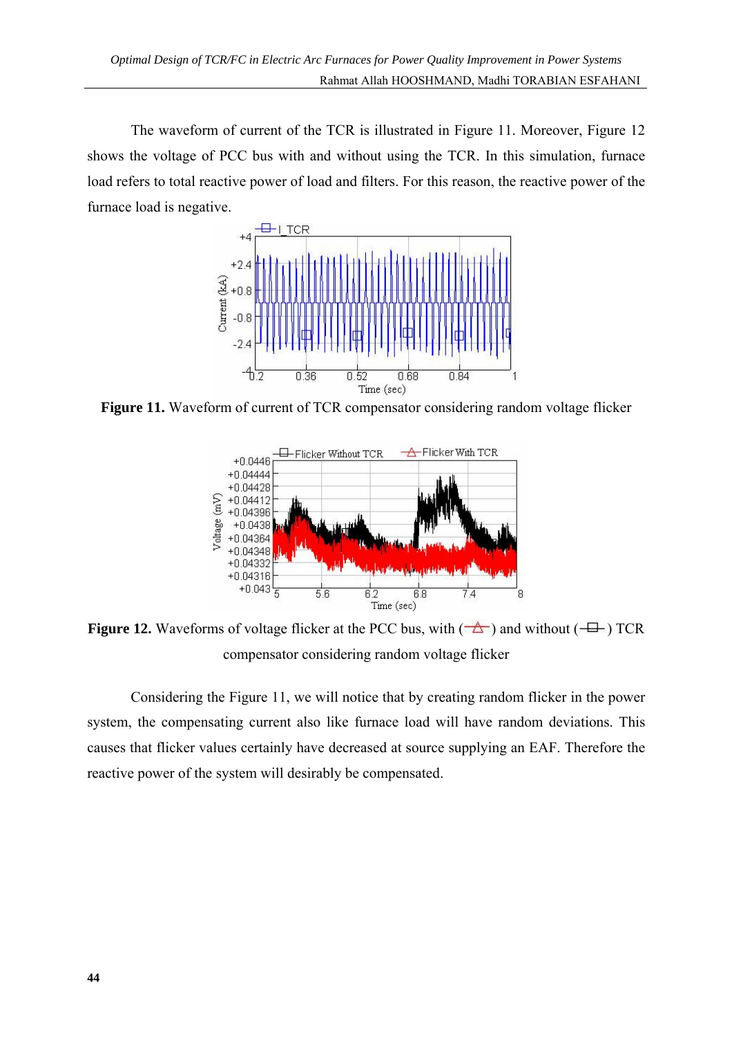The waveform of current of the TCR is illustrated in Figure 11. Moreover, Figure 12 shows the voltage of PCC bus with and without using the TCR. In this simulation, furnace load refers to total reactive power of load and filters. For this reason, the reactive power of the furnace load is negative.

**Figure 11.** Waveform of current of TCR compensator considering random voltage flicker

**Figure 12.** Waveforms of voltage flicker at the PCC bus, with (—△—) and without (—□—) TCR compensator considering random voltage flicker

Considering the Figure 11, we will notice that by creating random flicker in the power system, the compensating current also like furnace load will have random deviations. This causes that flicker values certainly have decreased at source supplying an EAF. Therefore the reactive power of the system will desirably be compensated.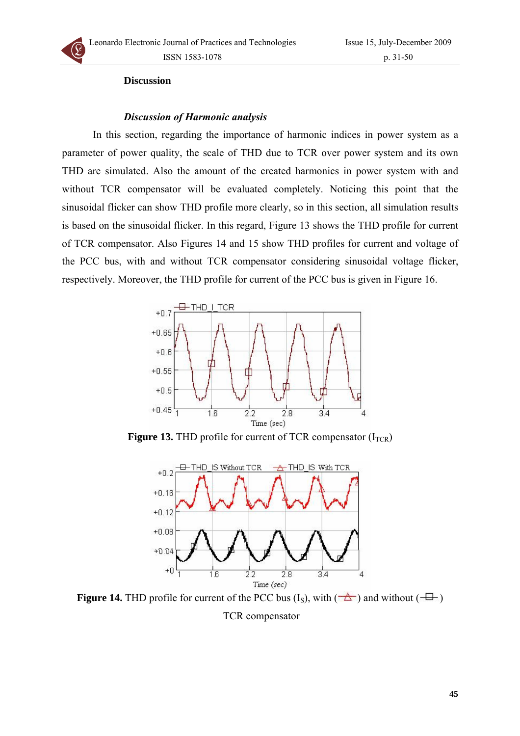## Discussion

### *Discussion of Harmonic analysis*

In this section, regarding the importance of harmonic indices in power system as a parameter of power quality, the scale of THD due to TCR over power system and its own THD are simulated. Also the amount of the created harmonics in power system with and without TCR compensator will be evaluated completely. Noticing this point that the sinusoidal flicker can show THD profile more clearly, so in this section, all simulation results is based on the sinusoidal flicker. In this regard, Figure 13 shows the THD profile for current of TCR compensator. Also Figures 14 and 15 show THD profiles for current and voltage of the PCC bus, with and without TCR compensator considering sinusoidal voltage flicker, respectively. Moreover, the THD profile for current of the PCC bus is given in Figure 16.

**Figure 13.** THD profile for current of TCR compensator ($I_{TCR}$)

**Figure 14.** THD profile for current of the PCC bus ($I_S$), with (△) and without (□) TCR compensator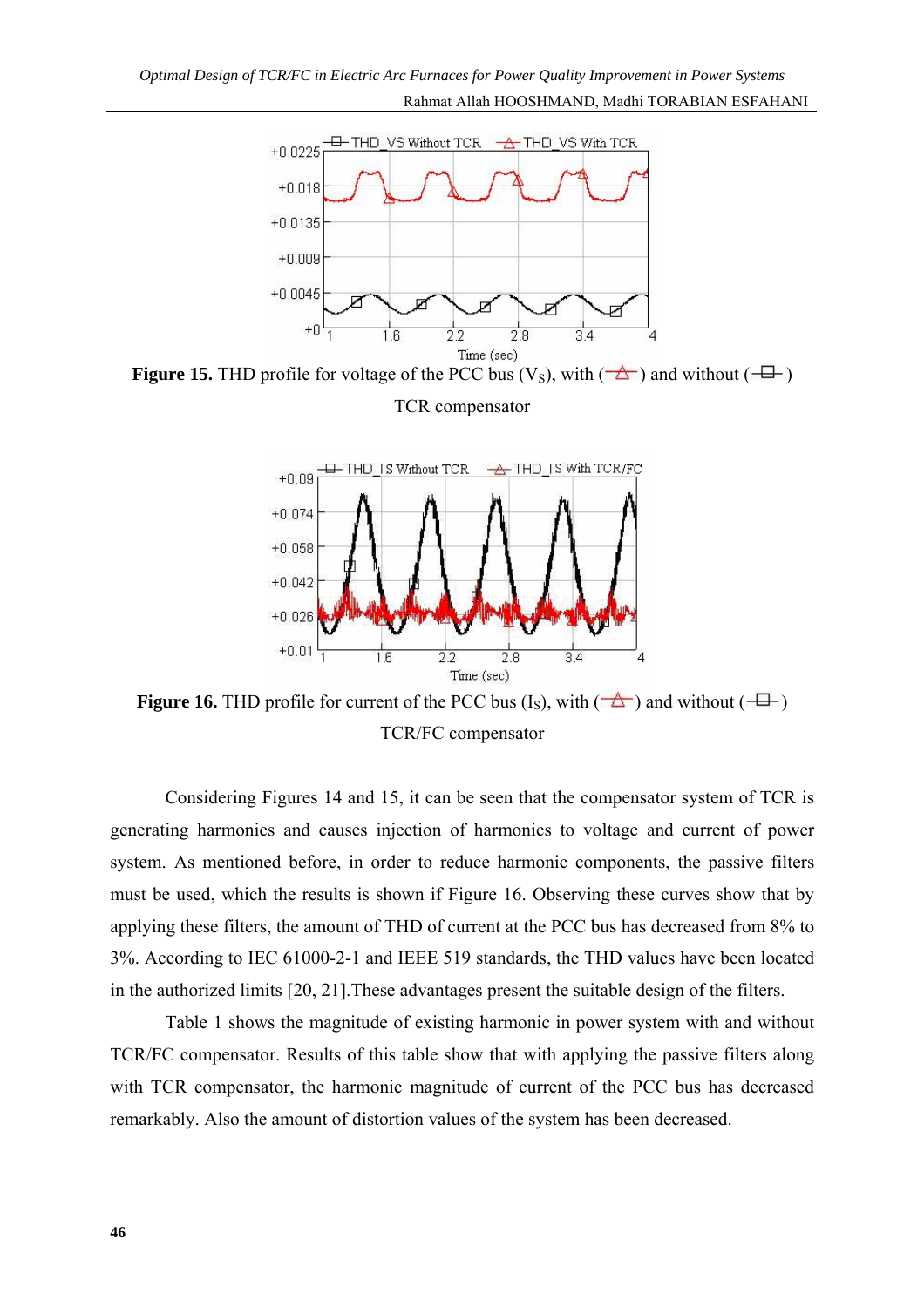**Figure 15.** THD profile for voltage of the PCC bus ($V_S$), with (—△—) and without (—□—) TCR compensator

**Figure 16.** THD profile for current of the PCC bus ($I_S$), with (—△—) and without (—□—) TCR/FC compensator

Considering Figures 14 and 15, it can be seen that the compensator system of TCR is generating harmonics and causes injection of harmonics to voltage and current of power system. As mentioned before, in order to reduce harmonic components, the passive filters must be used, which the results is shown if Figure 16. Observing these curves show that by applying these filters, the amount of THD of current at the PCC bus has decreased from 8% to 3%. According to IEC 61000-2-1 and IEEE 519 standards, the THD values have been located in the authorized limits [20, 21].These advantages present the suitable design of the filters.

Table 1 shows the magnitude of existing harmonic in power system with and without TCR/FC compensator. Results of this table show that with applying the passive filters along with TCR compensator, the harmonic magnitude of current of the PCC bus has decreased remarkably. Also the amount of distortion values of the system has been decreased.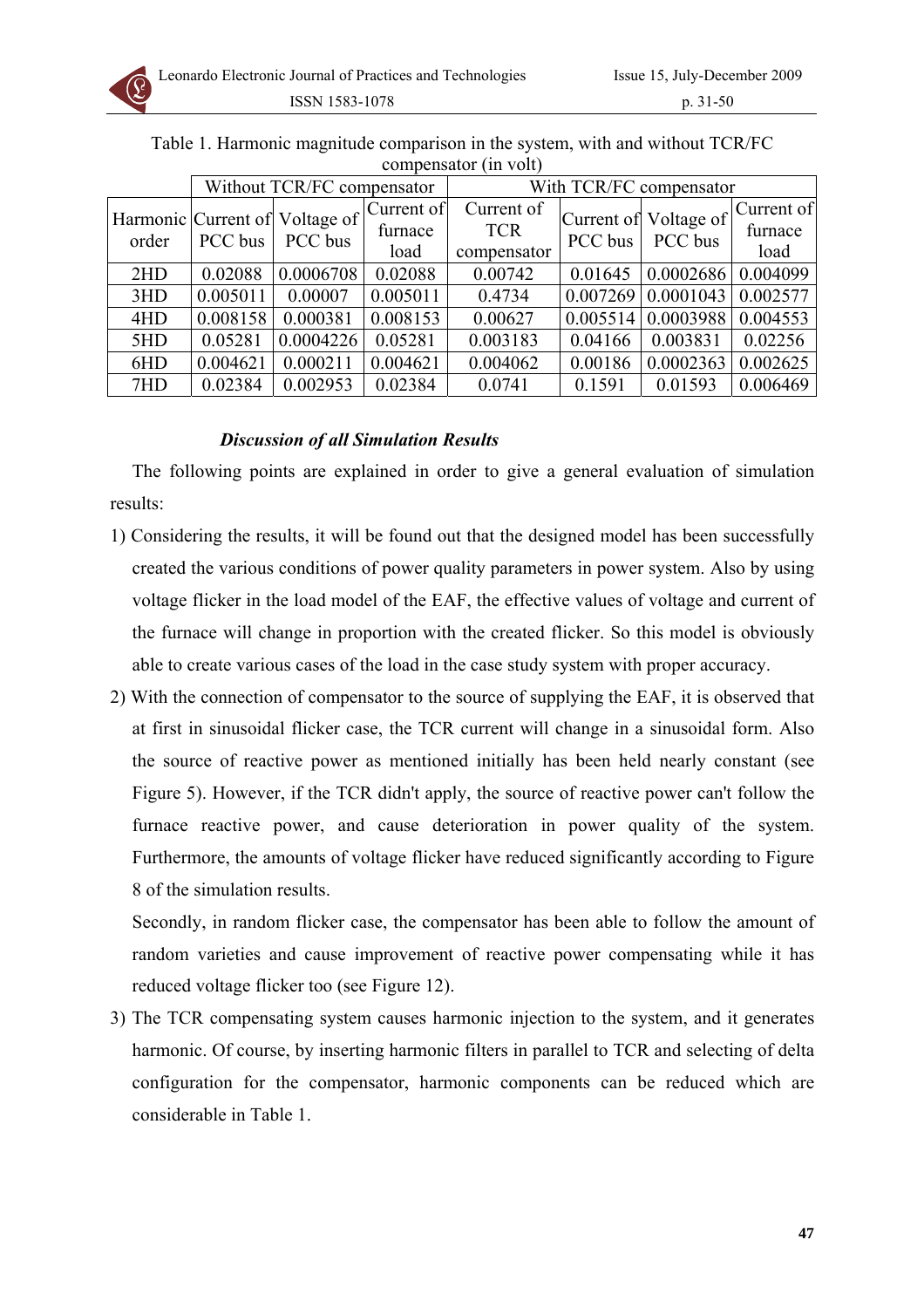Table 1. Harmonic magnitude comparison in the system, with and without TCR/FC compensator (in volt)

| Harmonic order | Without TCR/FC compensator | | | With TCR/FC compensator | | | |
|---|---|---|---|---|---|---|---|
| | Current of PCC bus | Voltage of PCC bus | Current of furnace load | Current of TCR compensator | Current of PCC bus | Voltage of PCC bus | Current of furnace load |
| 2HD | 0.02088 | 0.0006708 | 0.02088 | 0.00742 | 0.01645 | 0.0002686 | 0.004099 |
| 3HD | 0.005011 | 0.00007 | 0.005011 | 0.4734 | 0.007269 | 0.0001043 | 0.002577 |
| 4HD | 0.008158 | 0.000381 | 0.008153 | 0.00627 | 0.005514 | 0.0003988 | 0.004553 |
| 5HD | 0.05281 | 0.0004226 | 0.05281 | 0.003183 | 0.04166 | 0.003831 | 0.02256 |
| 6HD | 0.004621 | 0.000211 | 0.004621 | 0.004062 | 0.00186 | 0.0002363 | 0.002625 |
| 7HD | 0.02384 | 0.002953 | 0.02384 | 0.0741 | 0.1591 | 0.01593 | 0.006469 |

***Discussion of all Simulation Results***

The following points are explained in order to give a general evaluation of simulation results:

1) Considering the results, it will be found out that the designed model has been successfully created the various conditions of power quality parameters in power system. Also by using voltage flicker in the load model of the EAF, the effective values of voltage and current of the furnace will change in proportion with the created flicker. So this model is obviously able to create various cases of the load in the case study system with proper accuracy.
2) With the connection of compensator to the source of supplying the EAF, it is observed that at first in sinusoidal flicker case, the TCR current will change in a sinusoidal form. Also the source of reactive power as mentioned initially has been held nearly constant (see Figure 5). However, if the TCR didn't apply, the source of reactive power can't follow the furnace reactive power, and cause deterioration in power quality of the system. Furthermore, the amounts of voltage flicker have reduced significantly according to Figure 8 of the simulation results.

   Secondly, in random flicker case, the compensator has been able to follow the amount of random varieties and cause improvement of reactive power compensating while it has reduced voltage flicker too (see Figure 12).
3) The TCR compensating system causes harmonic injection to the system, and it generates harmonic. Of course, by inserting harmonic filters in parallel to TCR and selecting of delta configuration for the compensator, harmonic components can be reduced which are considerable in Table 1.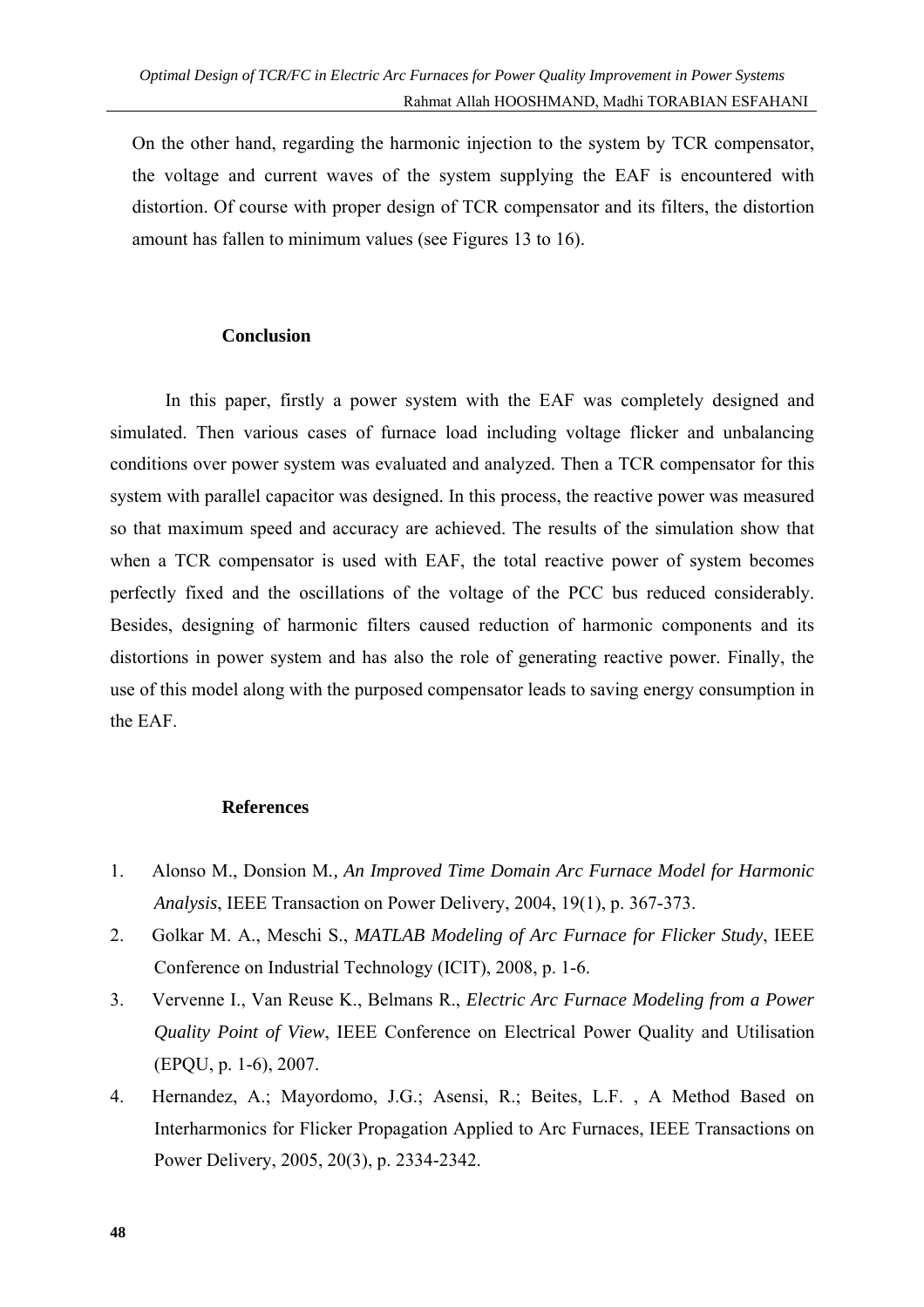On the other hand, regarding the harmonic injection to the system by TCR compensator, the voltage and current waves of the system supplying the EAF is encountered with distortion. Of course with proper design of TCR compensator and its filters, the distortion amount has fallen to minimum values (see Figures 13 to 16).

## Conclusion

In this paper, firstly a power system with the EAF was completely designed and simulated. Then various cases of furnace load including voltage flicker and unbalancing conditions over power system was evaluated and analyzed. Then a TCR compensator for this system with parallel capacitor was designed. In this process, the reactive power was measured so that maximum speed and accuracy are achieved. The results of the simulation show that when a TCR compensator is used with EAF, the total reactive power of system becomes perfectly fixed and the oscillations of the voltage of the PCC bus reduced considerably. Besides, designing of harmonic filters caused reduction of harmonic components and its distortions in power system and has also the role of generating reactive power. Finally, the use of this model along with the purposed compensator leads to saving energy consumption in the EAF.

## References

1. Alonso M., Donsion M*., An Improved Time Domain Arc Furnace Model for Harmonic Analysis*, IEEE Transaction on Power Delivery, 2004, 19(1), p. 367-373.
2. Golkar M. A., Meschi S., *MATLAB Modeling of Arc Furnace for Flicker Study*, IEEE Conference on Industrial Technology (ICIT), 2008, p. 1-6.
3. Vervenne I., Van Reuse K., Belmans R., *Electric Arc Furnace Modeling from a Power Quality Point of View*, IEEE Conference on Electrical Power Quality and Utilisation (EPQU, p. 1-6), 2007.
4. Hernandez, A.; Mayordomo, J.G.; Asensi, R.; Beites, L.F. , A Method Based on Interharmonics for Flicker Propagation Applied to Arc Furnaces, IEEE Transactions on Power Delivery, 2005, 20(3), p. 2334-2342.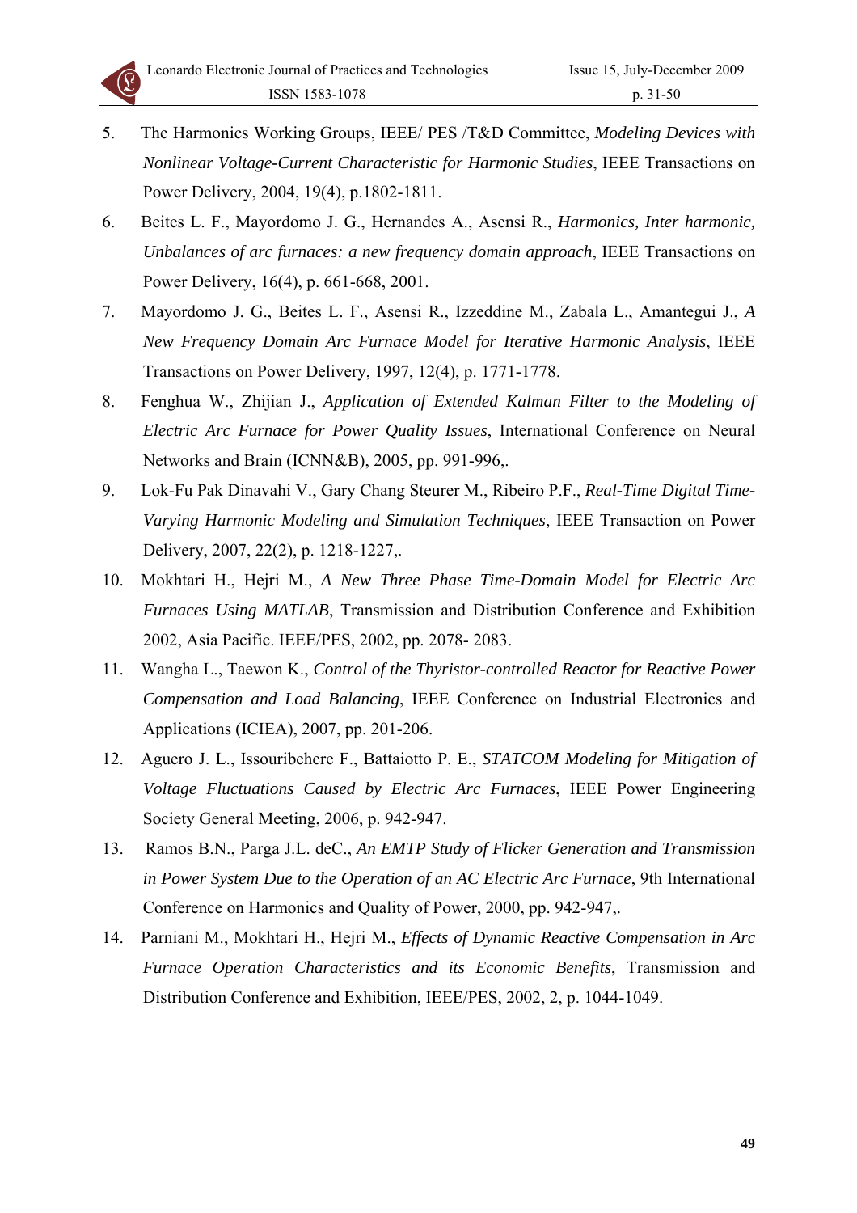5. The Harmonics Working Groups, IEEE/ PES /T&D Committee, *Modeling Devices with Nonlinear Voltage-Current Characteristic for Harmonic Studies*, IEEE Transactions on Power Delivery, 2004, 19(4), p.1802-1811.
6. Beites L. F., Mayordomo J. G., Hernandes A., Asensi R., *Harmonics, Inter harmonic, Unbalances of arc furnaces: a new frequency domain approach*, IEEE Transactions on Power Delivery, 16(4), p. 661-668, 2001.
7. Mayordomo J. G., Beites L. F., Asensi R., Izzeddine M., Zabala L., Amantegui J., *A New Frequency Domain Arc Furnace Model for Iterative Harmonic Analysis*, IEEE Transactions on Power Delivery, 1997, 12(4), p. 1771-1778.
8. Fenghua W., Zhijian J., *Application of Extended Kalman Filter to the Modeling of Electric Arc Furnace for Power Quality Issues*, International Conference on Neural Networks and Brain (ICNN&B), 2005, pp. 991-996,.
9. Lok-Fu Pak Dinavahi V., Gary Chang Steurer M., Ribeiro P.F., *Real-Time Digital Time-Varying Harmonic Modeling and Simulation Techniques*, IEEE Transaction on Power Delivery, 2007, 22(2), p. 1218-1227,.
10. Mokhtari H., Hejri M., *A New Three Phase Time-Domain Model for Electric Arc Furnaces Using MATLAB*, Transmission and Distribution Conference and Exhibition 2002, Asia Pacific. IEEE/PES, 2002, pp. 2078- 2083.
11. Wangha L., Taewon K., *Control of the Thyristor-controlled Reactor for Reactive Power Compensation and Load Balancing*, IEEE Conference on Industrial Electronics and Applications (ICIEA), 2007, pp. 201-206.
12. Aguero J. L., Issouribehere F., Battaiotto P. E., *STATCOM Modeling for Mitigation of Voltage Fluctuations Caused by Electric Arc Furnaces*, IEEE Power Engineering Society General Meeting, 2006, p. 942-947.
13. Ramos B.N., Parga J.L. deC., *An EMTP Study of Flicker Generation and Transmission in Power System Due to the Operation of an AC Electric Arc Furnace*, 9th International Conference on Harmonics and Quality of Power, 2000, pp. 942-947,.
14. Parniani M., Mokhtari H., Hejri M., *Effects of Dynamic Reactive Compensation in Arc Furnace Operation Characteristics and its Economic Benefits*, Transmission and Distribution Conference and Exhibition, IEEE/PES, 2002, 2, p. 1044-1049.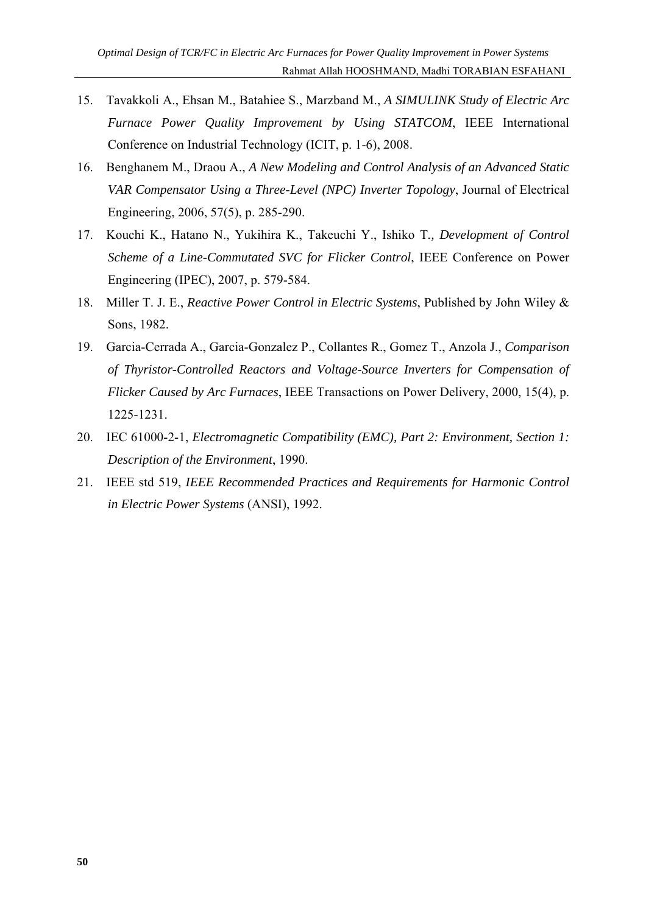15. Tavakkoli A., Ehsan M., Batahiee S., Marzband M., *A SIMULINK Study of Electric Arc Furnace Power Quality Improvement by Using STATCOM*, IEEE International Conference on Industrial Technology (ICIT, p. 1-6), 2008.
16. Benghanem M., Draou A., *A New Modeling and Control Analysis of an Advanced Static VAR Compensator Using a Three-Level (NPC) Inverter Topology*, Journal of Electrical Engineering, 2006, 57(5), p. 285-290.
17. Kouchi K., Hatano N., Yukihira K., Takeuchi Y., Ishiko T., *Development of Control Scheme of a Line-Commutated SVC for Flicker Control*, IEEE Conference on Power Engineering (IPEC), 2007, p. 579-584.
18. Miller T. J. E., *Reactive Power Control in Electric Systems*, Published by John Wiley & Sons, 1982.
19. Garcia-Cerrada A., Garcia-Gonzalez P., Collantes R., Gomez T., Anzola J., *Comparison of Thyristor-Controlled Reactors and Voltage-Source Inverters for Compensation of Flicker Caused by Arc Furnaces*, IEEE Transactions on Power Delivery, 2000, 15(4), p. 1225-1231.
20. IEC 61000-2-1, *Electromagnetic Compatibility (EMC), Part 2: Environment, Section 1: Description of the Environment*, 1990.
21. IEEE std 519, *IEEE Recommended Practices and Requirements for Harmonic Control in Electric Power Systems* (ANSI), 1992.